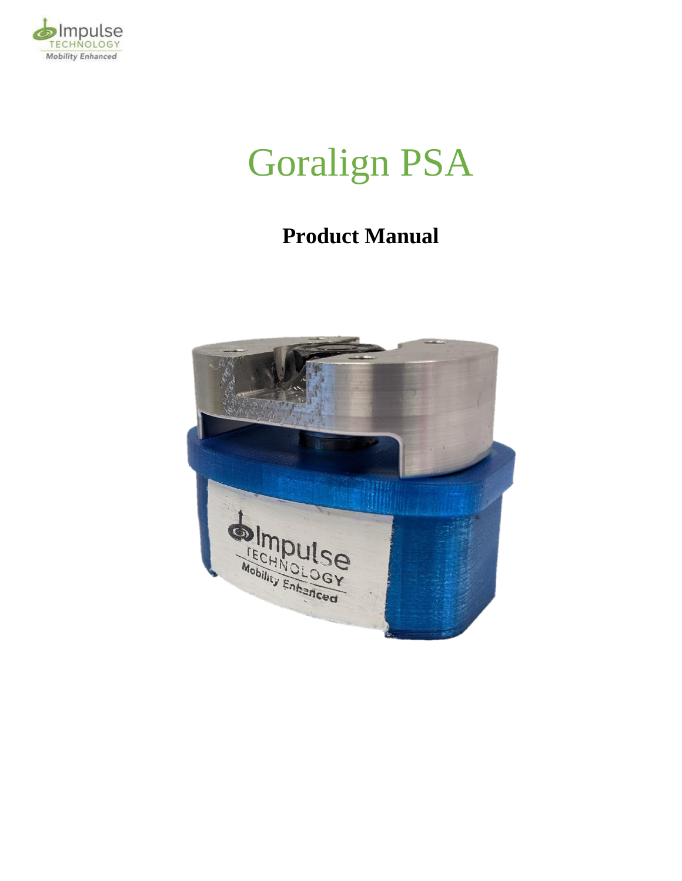# Goralign PSA

**Product Manual**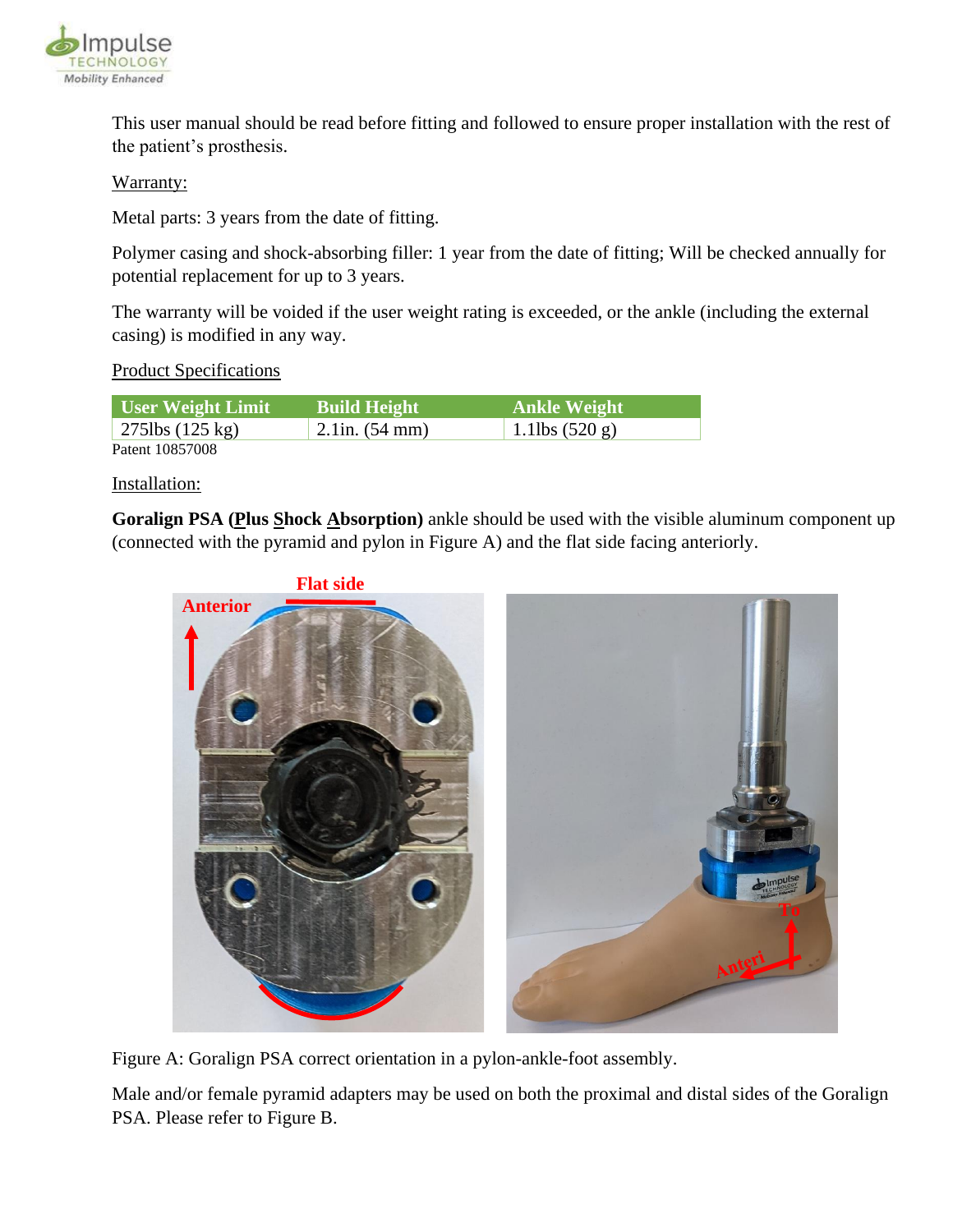This user manual should be read before fitting and followed to ensure proper installation with the rest of the patient's prosthesis.

Warranty:

Metal parts: 3 years from the date of fitting.

Polymer casing and shock-absorbing filler: 1 year from the date of fitting; Will be checked annually for potential replacement for up to 3 years.

The warranty will be voided if the user weight rating is exceeded, or the ankle (including the external casing) is modified in any way.

Product Specifications

| User Weight Limit | Build Height | Ankle Weight |
| --- | --- | --- |
| 275lbs (125 kg) | 2.1in. (54 mm) | 1.1lbs (520 g) |

Patent 10857008

Installation:

**Goralign PSA (Plus Shock Absorption)** ankle should be used with the visible aluminum component up (connected with the pyramid and pylon in Figure A) and the flat side facing anteriorly.

Figure A: Goralign PSA correct orientation in a pylon-ankle-foot assembly.

Male and/or female pyramid adapters may be used on both the proximal and distal sides of the Goralign PSA. Please refer to Figure B.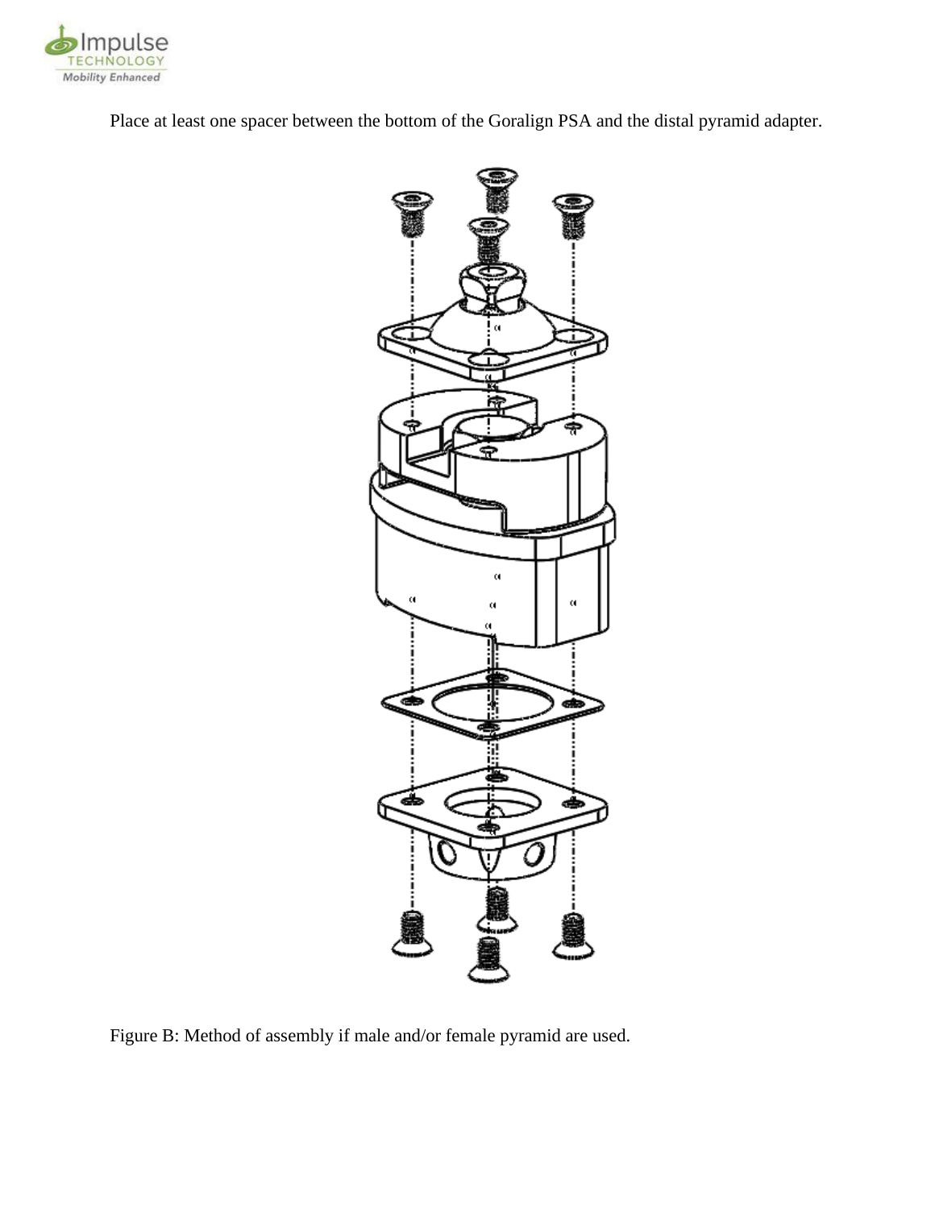Place at least one spacer between the bottom of the Goralign PSA and the distal pyramid adapter.

Figure B: Method of assembly if male and/or female pyramid are used.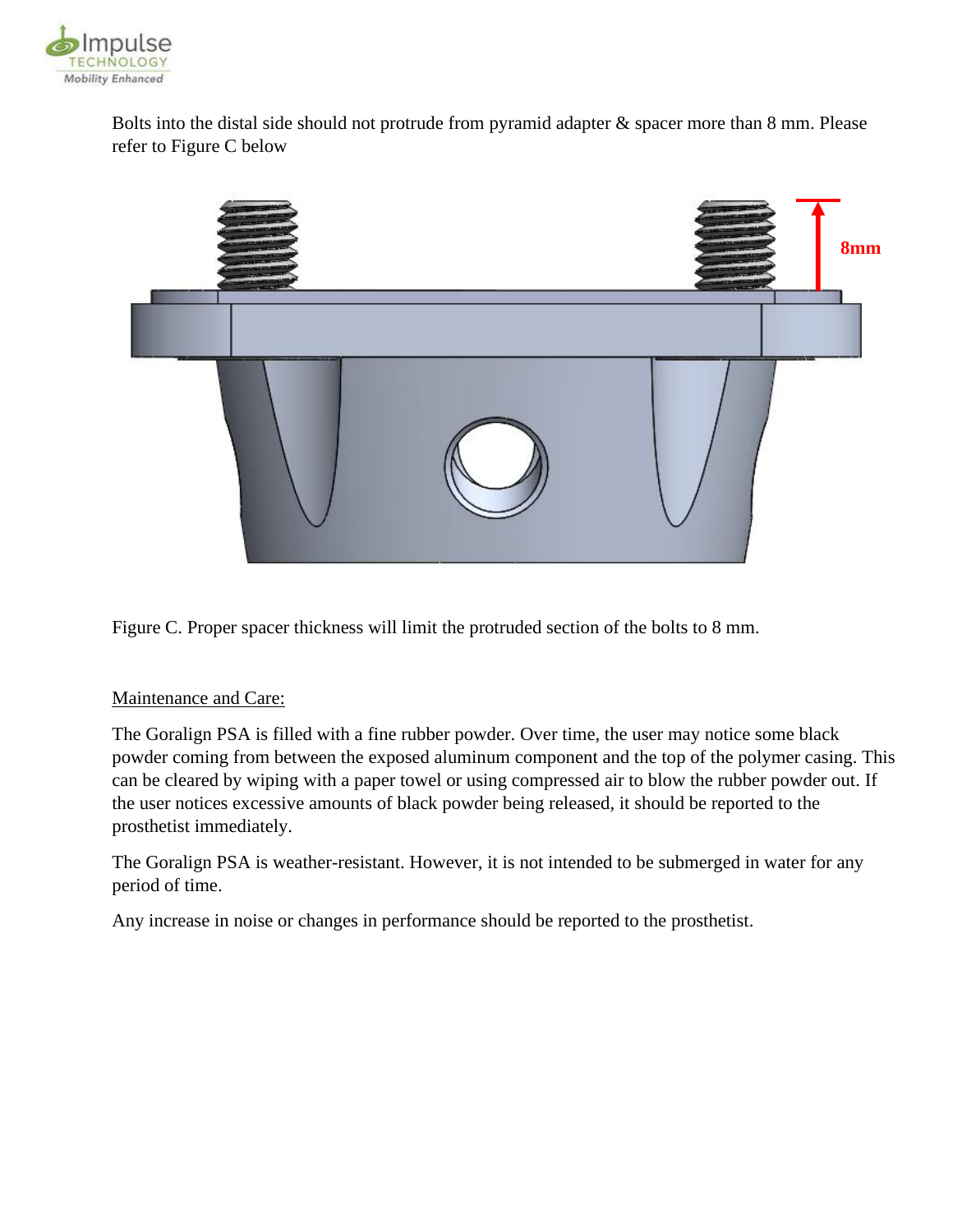Bolts into the distal side should not protrude from pyramid adapter & spacer more than 8 mm. Please refer to Figure C below

Figure C. Proper spacer thickness will limit the protruded section of the bolts to 8 mm.

Maintenance and Care:

The Goralign PSA is filled with a fine rubber powder. Over time, the user may notice some black powder coming from between the exposed aluminum component and the top of the polymer casing. This can be cleared by wiping with a paper towel or using compressed air to blow the rubber powder out. If the user notices excessive amounts of black powder being released, it should be reported to the prosthetist immediately.

The Goralign PSA is weather-resistant. However, it is not intended to be submerged in water for any period of time.

Any increase in noise or changes in performance should be reported to the prosthetist.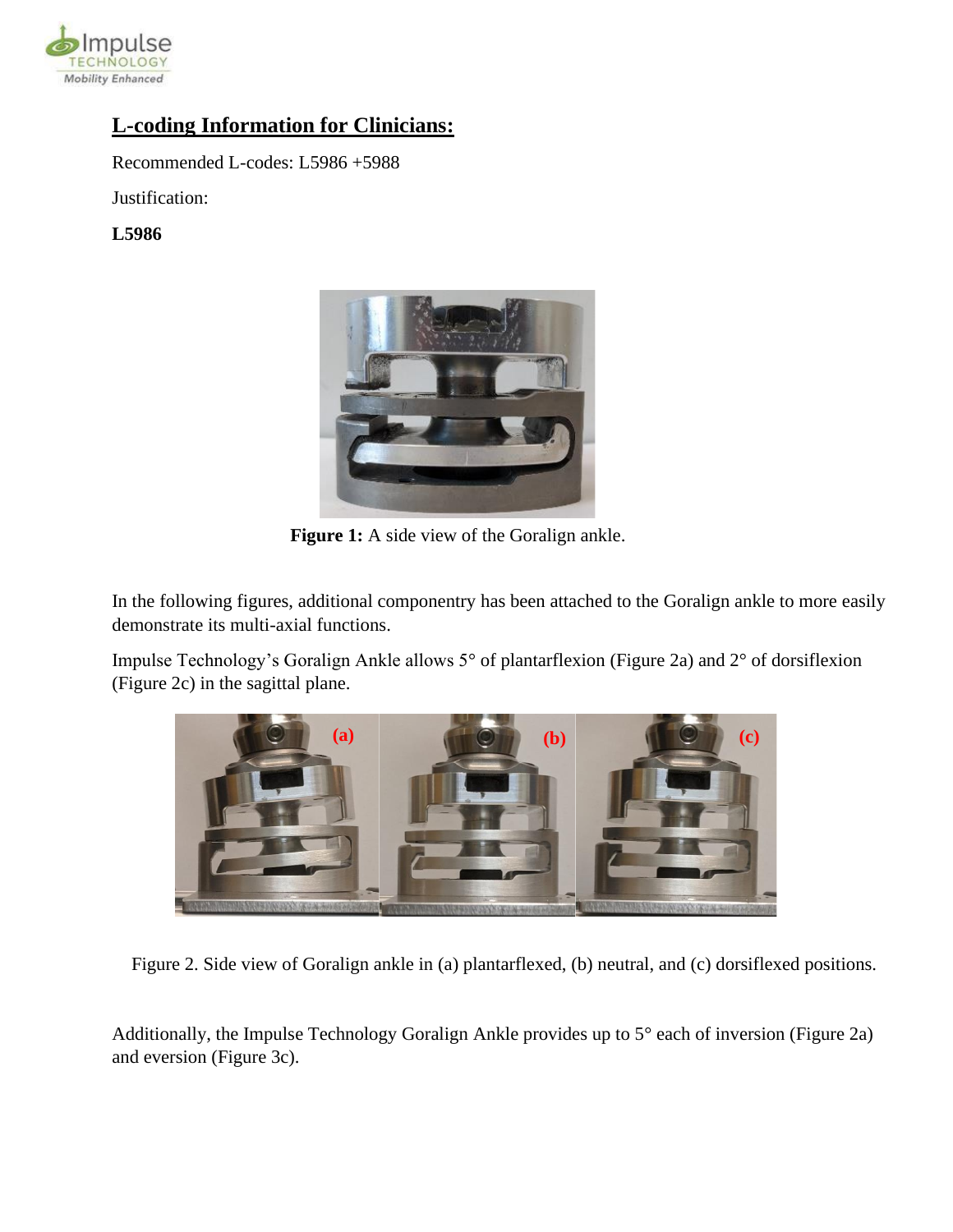## L-coding Information for Clinicians:

Recommended L-codes: L5986 +5988

Justification:

**L5986**

**Figure 1:** A side view of the Goralign ankle.

In the following figures, additional componentry has been attached to the Goralign ankle to more easily demonstrate its multi-axial functions.

Impulse Technology's Goralign Ankle allows 5° of plantarflexion (Figure 2a) and 2° of dorsiflexion (Figure 2c) in the sagittal plane.

Figure 2. Side view of Goralign ankle in (a) plantarflexed, (b) neutral, and (c) dorsiflexed positions.

Additionally, the Impulse Technology Goralign Ankle provides up to 5° each of inversion (Figure 2a) and eversion (Figure 3c).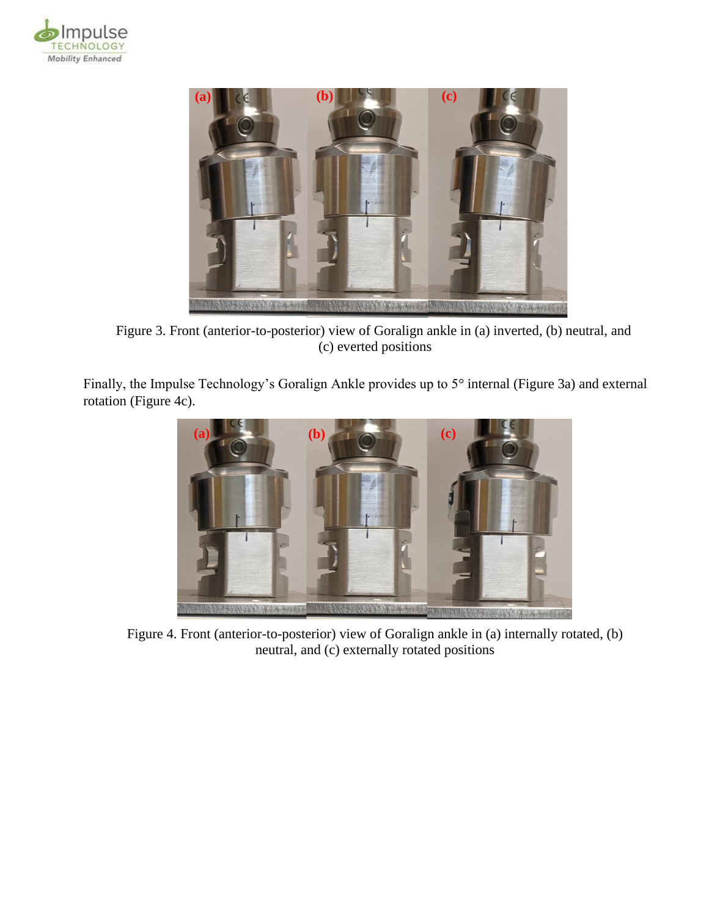Figure 3. Front (anterior-to-posterior) view of Goralign ankle in (a) inverted, (b) neutral, and (c) everted positions

Finally, the Impulse Technology's Goralign Ankle provides up to 5° internal (Figure 3a) and external rotation (Figure 4c).

Figure 4. Front (anterior-to-posterior) view of Goralign ankle in (a) internally rotated, (b) neutral, and (c) externally rotated positions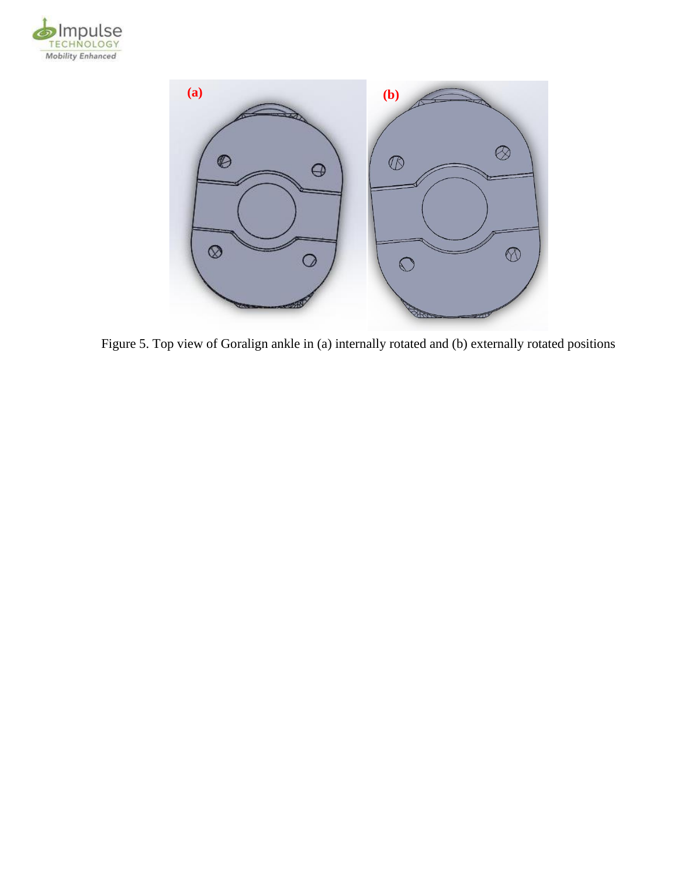Figure 5. Top view of Goralign ankle in (a) internally rotated and (b) externally rotated positions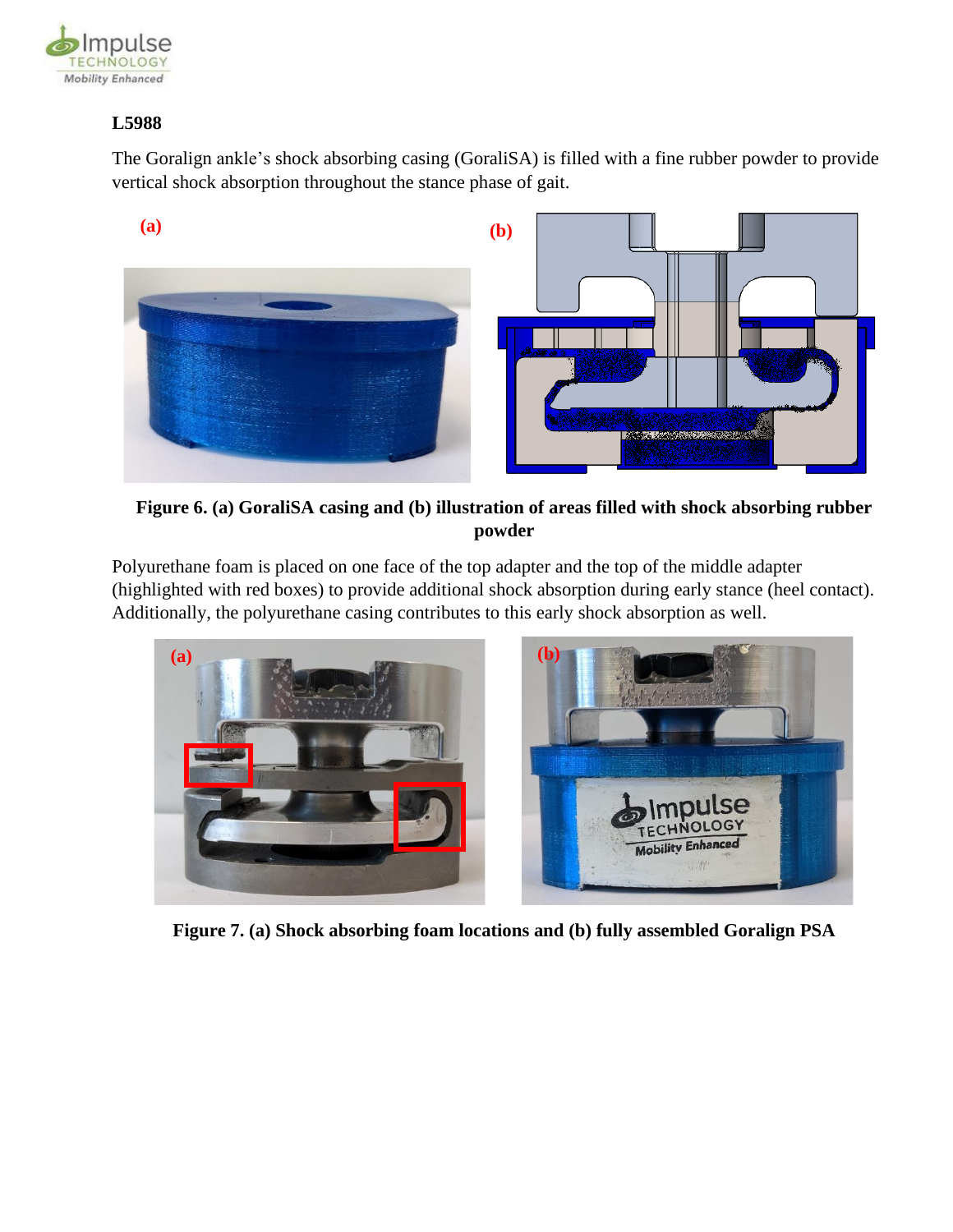## L5988

The Goralign ankle's shock absorbing casing (GoraliSA) is filled with a fine rubber powder to provide vertical shock absorption throughout the stance phase of gait.

**Figure 6. (a) GoraliSA casing and (b) illustration of areas filled with shock absorbing rubber powder**

Polyurethane foam is placed on one face of the top adapter and the top of the middle adapter (highlighted with red boxes) to provide additional shock absorption during early stance (heel contact). Additionally, the polyurethane casing contributes to this early shock absorption as well.

**Figure 7. (a) Shock absorbing foam locations and (b) fully assembled Goralign PSA**